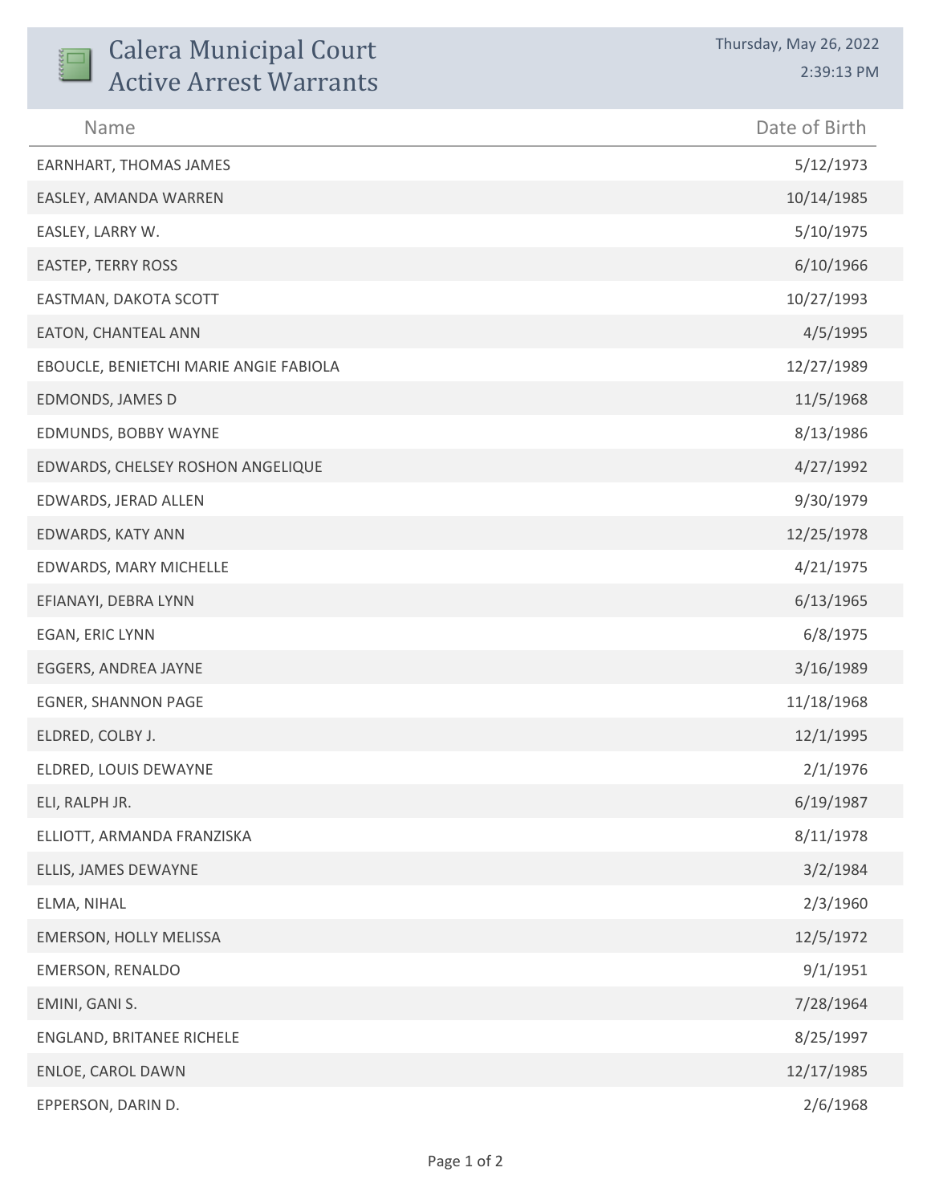# Calera Municipal Court Active Arrest Warrants

Thursday, May 26, 2022
2:39:13 PM

| Name | Date of Birth |
|---|---|
| EARNHART, THOMAS JAMES | 5/12/1973 |
| EASLEY, AMANDA WARREN | 10/14/1985 |
| EASLEY, LARRY W. | 5/10/1975 |
| EASTEP, TERRY ROSS | 6/10/1966 |
| EASTMAN, DAKOTA SCOTT | 10/27/1993 |
| EATON, CHANTEAL ANN | 4/5/1995 |
| EBOUCLE, BENIETCHI MARIE ANGIE FABIOLA | 12/27/1989 |
| EDMONDS, JAMES D | 11/5/1968 |
| EDMUNDS, BOBBY WAYNE | 8/13/1986 |
| EDWARDS, CHELSEY ROSHON ANGELIQUE | 4/27/1992 |
| EDWARDS, JERAD ALLEN | 9/30/1979 |
| EDWARDS, KATY ANN | 12/25/1978 |
| EDWARDS, MARY MICHELLE | 4/21/1975 |
| EFIANAYI, DEBRA LYNN | 6/13/1965 |
| EGAN, ERIC LYNN | 6/8/1975 |
| EGGERS, ANDREA JAYNE | 3/16/1989 |
| EGNER, SHANNON PAGE | 11/18/1968 |
| ELDRED, COLBY J. | 12/1/1995 |
| ELDRED, LOUIS DEWAYNE | 2/1/1976 |
| ELI, RALPH JR. | 6/19/1987 |
| ELLIOTT, ARMANDA FRANZISKA | 8/11/1978 |
| ELLIS, JAMES DEWAYNE | 3/2/1984 |
| ELMA, NIHAL | 2/3/1960 |
| EMERSON, HOLLY MELISSA | 12/5/1972 |
| EMERSON, RENALDO | 9/1/1951 |
| EMINI, GANI S. | 7/28/1964 |
| ENGLAND, BRITANEE RICHELE | 8/25/1997 |
| ENLOE, CAROL DAWN | 12/17/1985 |
| EPPERSON, DARIN D. | 2/6/1968 |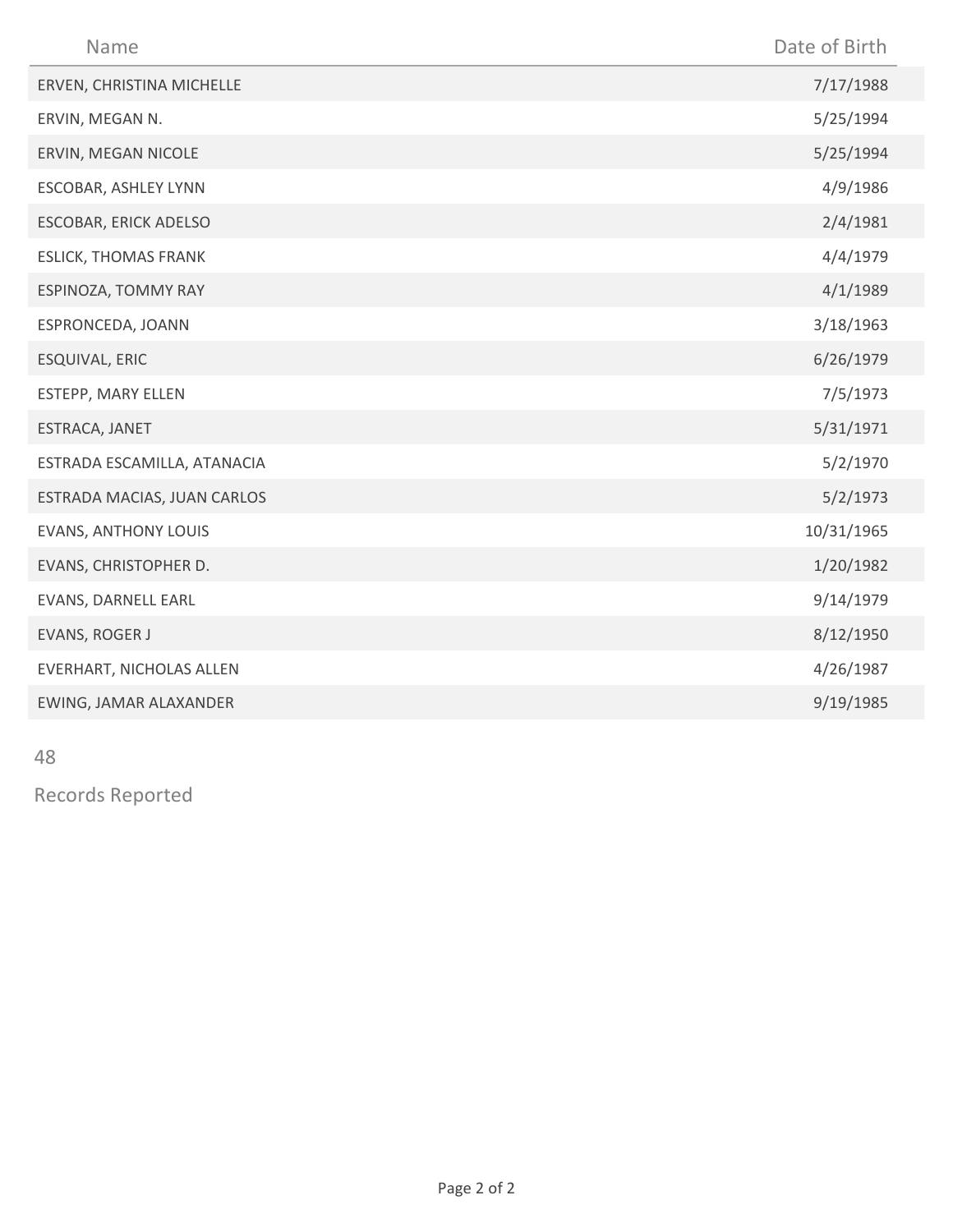| Name | Date of Birth |
| --- | --- |
| ERVEN, CHRISTINA MICHELLE | 7/17/1988 |
| ERVIN, MEGAN N. | 5/25/1994 |
| ERVIN, MEGAN NICOLE | 5/25/1994 |
| ESCOBAR, ASHLEY LYNN | 4/9/1986 |
| ESCOBAR, ERICK ADELSO | 2/4/1981 |
| ESLICK, THOMAS FRANK | 4/4/1979 |
| ESPINOZA, TOMMY RAY | 4/1/1989 |
| ESPRONCEDA, JOANN | 3/18/1963 |
| ESQUIVAL, ERIC | 6/26/1979 |
| ESTEPP, MARY ELLEN | 7/5/1973 |
| ESTRACA, JANET | 5/31/1971 |
| ESTRADA ESCAMILLA, ATANACIA | 5/2/1970 |
| ESTRADA MACIAS, JUAN CARLOS | 5/2/1973 |
| EVANS, ANTHONY LOUIS | 10/31/1965 |
| EVANS, CHRISTOPHER D. | 1/20/1982 |
| EVANS, DARNELL EARL | 9/14/1979 |
| EVANS, ROGER J | 8/12/1950 |
| EVERHART, NICHOLAS ALLEN | 4/26/1987 |
| EWING, JAMAR ALAXANDER | 9/19/1985 |

48

Records Reported